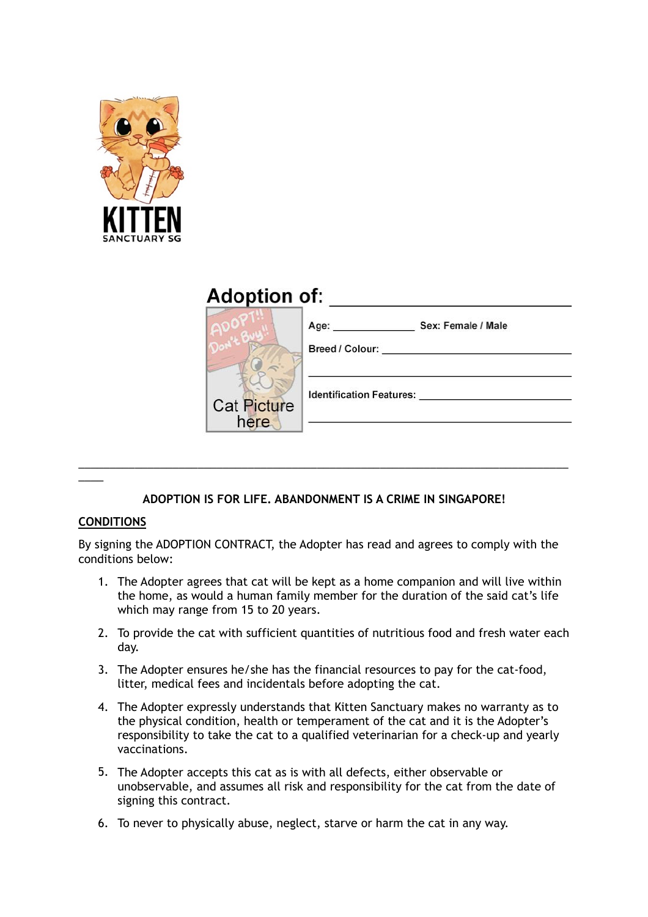KITTEN SANCTUARY SG

## Adoption of: ______________________________

Cat Picture here

Age: ______________ Sex: Female / Male

Breed / Colour: ____________________________________

____________________________________________________

Identification Features: ____________________________

____________________________________________________

---

**ADOPTION IS FOR LIFE. ABANDONMENT IS A CRIME IN SINGAPORE!**

**CONDITIONS**

By signing the ADOPTION CONTRACT, the Adopter has read and agrees to comply with the conditions below:

1. The Adopter agrees that cat will be kept as a home companion and will live within the home, as would a human family member for the duration of the said cat's life which may range from 15 to 20 years.
2. To provide the cat with sufficient quantities of nutritious food and fresh water each day.
3. The Adopter ensures he/she has the financial resources to pay for the cat-food, litter, medical fees and incidentals before adopting the cat.
4. The Adopter expressly understands that Kitten Sanctuary makes no warranty as to the physical condition, health or temperament of the cat and it is the Adopter's responsibility to take the cat to a qualified veterinarian for a check-up and yearly vaccinations.
5. The Adopter accepts this cat as is with all defects, either observable or unobservable, and assumes all risk and responsibility for the cat from the date of signing this contract.
6. To never to physically abuse, neglect, starve or harm the cat in any way.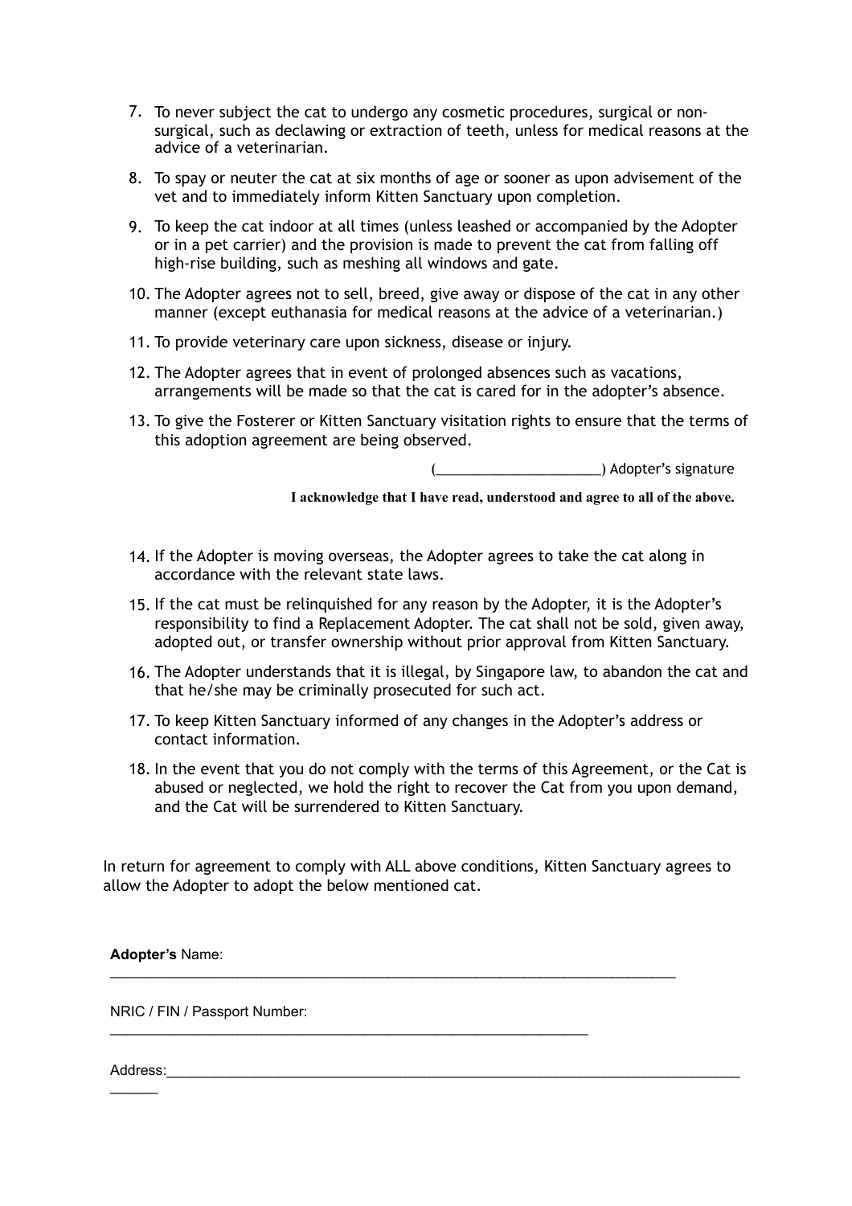7. To never subject the cat to undergo any cosmetic procedures, surgical or non-surgical, such as declawing or extraction of teeth, unless for medical reasons at the advice of a veterinarian.
8. To spay or neuter the cat at six months of age or sooner as upon advisement of the vet and to immediately inform Kitten Sanctuary upon completion.
9. To keep the cat indoor at all times (unless leashed or accompanied by the Adopter or in a pet carrier) and the provision is made to prevent the cat from falling off high-rise building, such as meshing all windows and gate.
10. The Adopter agrees not to sell, breed, give away or dispose of the cat in any other manner (except euthanasia for medical reasons at the advice of a veterinarian.)
11. To provide veterinary care upon sickness, disease or injury.
12. The Adopter agrees that in event of prolonged absences such as vacations, arrangements will be made so that the cat is cared for in the adopter's absence.
13. To give the Fosterer or Kitten Sanctuary visitation rights to ensure that the terms of this adoption agreement are being observed.

(_____________________) Adopter's signature

**I acknowledge that I have read, understood and agree to all of the above.**

14. If the Adopter is moving overseas, the Adopter agrees to take the cat along in accordance with the relevant state laws.
15. If the cat must be relinquished for any reason by the Adopter, it is the Adopter's responsibility to find a Replacement Adopter. The cat shall not be sold, given away, adopted out, or transfer ownership without prior approval from Kitten Sanctuary.
16. The Adopter understands that it is illegal, by Singapore law, to abandon the cat and that he/she may be criminally prosecuted for such act.
17. To keep Kitten Sanctuary informed of any changes in the Adopter's address or contact information.
18. In the event that you do not comply with the terms of this Agreement, or the Cat is abused or neglected, we hold the right to recover the Cat from you upon demand, and the Cat will be surrendered to Kitten Sanctuary.

In return for agreement to comply with ALL above conditions, Kitten Sanctuary agrees to allow the Adopter to adopt the below mentioned cat.

**Adopter's** Name:
______________________________________________________________________

NRIC / FIN / Passport Number:
___________________________________________________________

Address:_____________________________________________________________________
______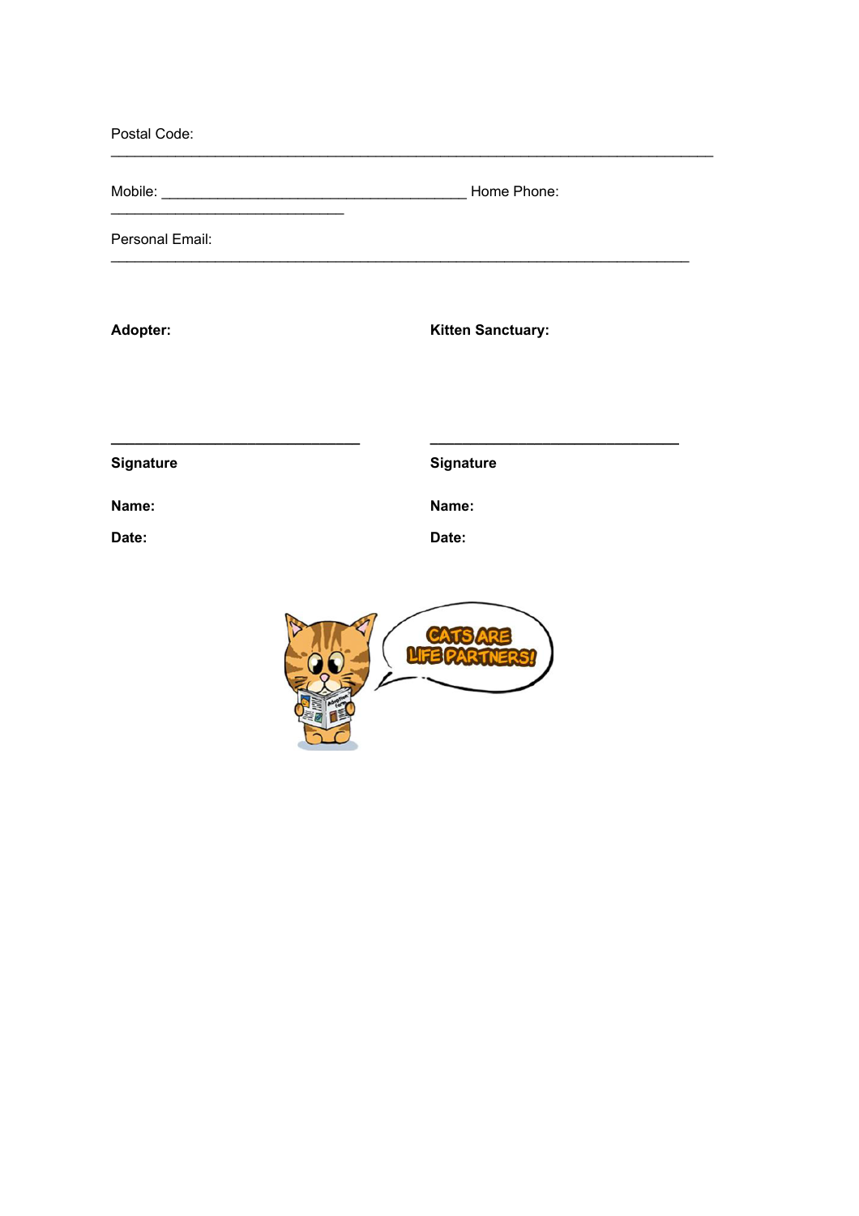Postal Code: ___________________________________________________________________________

Mobile: ______________________________________ Home Phone: ______________________________

Personal Email: ________________________________________________________________________

**Adopter:**

________________________________

**Signature**

**Name:**

**Date:**

**Kitten Sanctuary:**

________________________________

**Signature**

**Name:**

**Date:**

CATS ARE LIFE PARTNERS!